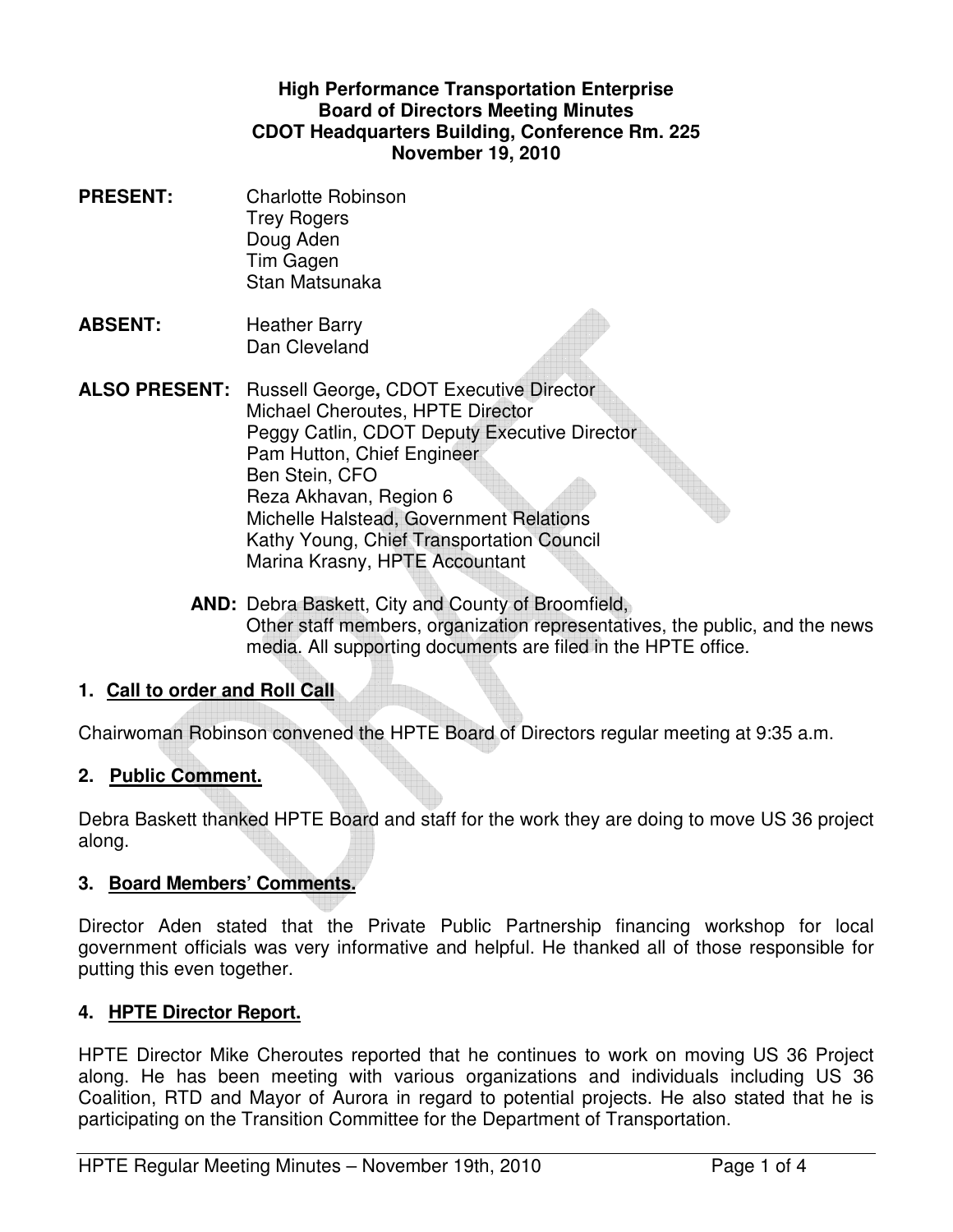**High Performance Transportation Enterprise**
**Board of Directors Meeting Minutes**
**CDOT Headquarters Building, Conference Rm. 225**
**November 19, 2010**

**PRESENT:**
Charlotte Robinson
Trey Rogers
Doug Aden
Tim Gagen
Stan Matsunaka

**ABSENT:**
Heather Barry
Dan Cleveland

**ALSO PRESENT:**
Russell George**,** CDOT Executive Director
Michael Cheroutes, HPTE Director
Peggy Catlin, CDOT Deputy Executive Director
Pam Hutton, Chief Engineer
Ben Stein, CFO
Reza Akhavan, Region 6
Michelle Halstead, Government Relations
Kathy Young, Chief Transportation Council
Marina Krasny, HPTE Accountant

**AND:** Debra Baskett, City and County of Broomfield,
Other staff members, organization representatives, the public, and the news media. All supporting documents are filed in the HPTE office.

## 1. Call to order and Roll Call

Chairwoman Robinson convened the HPTE Board of Directors regular meeting at 9:35 a.m.

## 2. Public Comment.

Debra Baskett thanked HPTE Board and staff for the work they are doing to move US 36 project along.

## 3. Board Members' Comments.

Director Aden stated that the Private Public Partnership financing workshop for local government officials was very informative and helpful. He thanked all of those responsible for putting this even together.

## 4. HPTE Director Report.

HPTE Director Mike Cheroutes reported that he continues to work on moving US 36 Project along. He has been meeting with various organizations and individuals including US 36 Coalition, RTD and Mayor of Aurora in regard to potential projects. He also stated that he is participating on the Transition Committee for the Department of Transportation.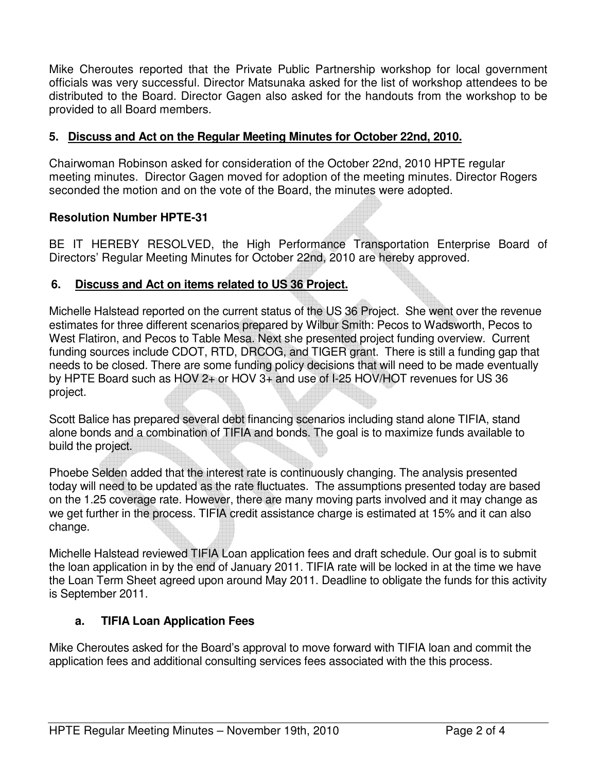Mike Cheroutes reported that the Private Public Partnership workshop for local government officials was very successful. Director Matsunaka asked for the list of workshop attendees to be distributed to the Board. Director Gagen also asked for the handouts from the workshop to be provided to all Board members.

## 5. Discuss and Act on the Regular Meeting Minutes for October 22nd, 2010.

Chairwoman Robinson asked for consideration of the October 22nd, 2010 HPTE regular meeting minutes. Director Gagen moved for adoption of the meeting minutes. Director Rogers seconded the motion and on the vote of the Board, the minutes were adopted.

**Resolution Number HPTE-31**

BE IT HEREBY RESOLVED, the High Performance Transportation Enterprise Board of Directors' Regular Meeting Minutes for October 22nd, 2010 are hereby approved.

## 6. Discuss and Act on items related to US 36 Project.

Michelle Halstead reported on the current status of the US 36 Project. She went over the revenue estimates for three different scenarios prepared by Wilbur Smith: Pecos to Wadsworth, Pecos to West Flatiron, and Pecos to Table Mesa. Next she presented project funding overview. Current funding sources include CDOT, RTD, DRCOG, and TIGER grant. There is still a funding gap that needs to be closed. There are some funding policy decisions that will need to be made eventually by HPTE Board such as HOV 2+ or HOV 3+ and use of I-25 HOV/HOT revenues for US 36 project.

Scott Balice has prepared several debt financing scenarios including stand alone TIFIA, stand alone bonds and a combination of TIFIA and bonds. The goal is to maximize funds available to build the project.

Phoebe Selden added that the interest rate is continuously changing. The analysis presented today will need to be updated as the rate fluctuates. The assumptions presented today are based on the 1.25 coverage rate. However, there are many moving parts involved and it may change as we get further in the process. TIFIA credit assistance charge is estimated at 15% and it can also change.

Michelle Halstead reviewed TIFIA Loan application fees and draft schedule. Our goal is to submit the loan application in by the end of January 2011. TIFIA rate will be locked in at the time we have the Loan Term Sheet agreed upon around May 2011. Deadline to obligate the funds for this activity is September 2011.

### a. TIFIA Loan Application Fees

Mike Cheroutes asked for the Board's approval to move forward with TIFIA loan and commit the application fees and additional consulting services fees associated with the this process.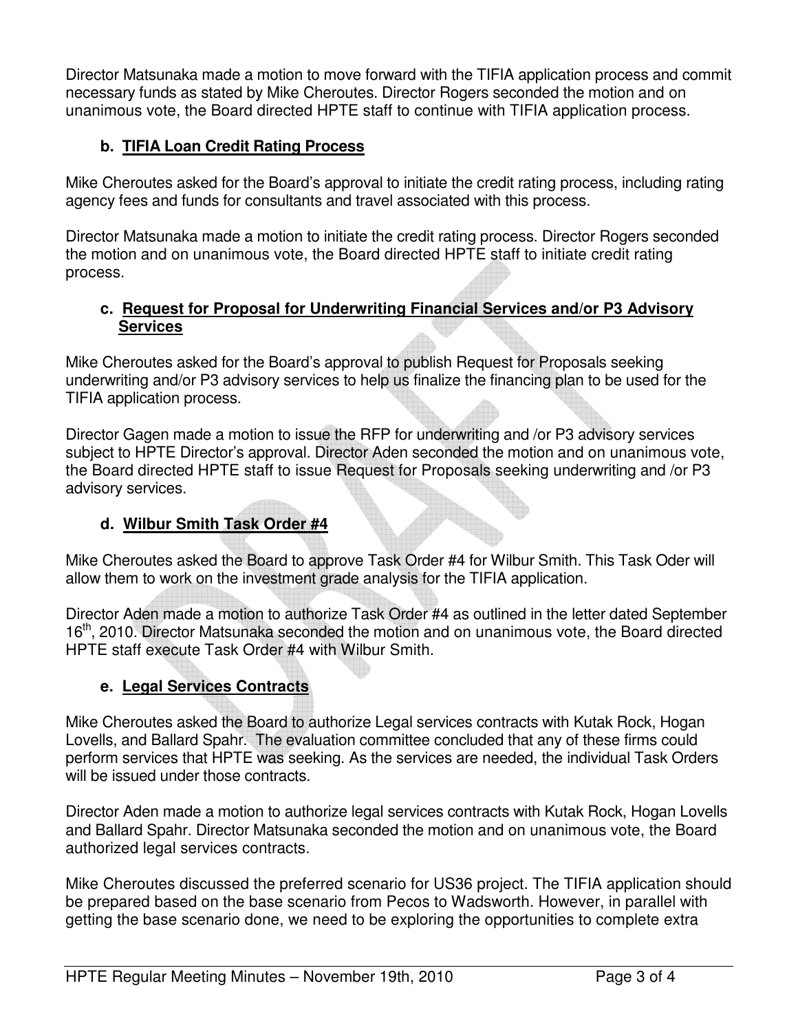Director Matsunaka made a motion to move forward with the TIFIA application process and commit necessary funds as stated by Mike Cheroutes. Director Rogers seconded the motion and on unanimous vote, the Board directed HPTE staff to continue with TIFIA application process.

### b. TIFIA Loan Credit Rating Process

Mike Cheroutes asked for the Board's approval to initiate the credit rating process, including rating agency fees and funds for consultants and travel associated with this process.

Director Matsunaka made a motion to initiate the credit rating process. Director Rogers seconded the motion and on unanimous vote, the Board directed HPTE staff to initiate credit rating process.

### c. Request for Proposal for Underwriting Financial Services and/or P3 Advisory Services

Mike Cheroutes asked for the Board's approval to publish Request for Proposals seeking underwriting and/or P3 advisory services to help us finalize the financing plan to be used for the TIFIA application process.

Director Gagen made a motion to issue the RFP for underwriting and /or P3 advisory services subject to HPTE Director's approval. Director Aden seconded the motion and on unanimous vote, the Board directed HPTE staff to issue Request for Proposals seeking underwriting and /or P3 advisory services.

### d. Wilbur Smith Task Order #4

Mike Cheroutes asked the Board to approve Task Order #4 for Wilbur Smith. This Task Oder will allow them to work on the investment grade analysis for the TIFIA application.

Director Aden made a motion to authorize Task Order #4 as outlined in the letter dated September 16th, 2010. Director Matsunaka seconded the motion and on unanimous vote, the Board directed HPTE staff execute Task Order #4 with Wilbur Smith.

### e. Legal Services Contracts

Mike Cheroutes asked the Board to authorize Legal services contracts with Kutak Rock, Hogan Lovells, and Ballard Spahr. The evaluation committee concluded that any of these firms could perform services that HPTE was seeking. As the services are needed, the individual Task Orders will be issued under those contracts.

Director Aden made a motion to authorize legal services contracts with Kutak Rock, Hogan Lovells and Ballard Spahr. Director Matsunaka seconded the motion and on unanimous vote, the Board authorized legal services contracts.

Mike Cheroutes discussed the preferred scenario for US36 project. The TIFIA application should be prepared based on the base scenario from Pecos to Wadsworth. However, in parallel with getting the base scenario done, we need to be exploring the opportunities to complete extra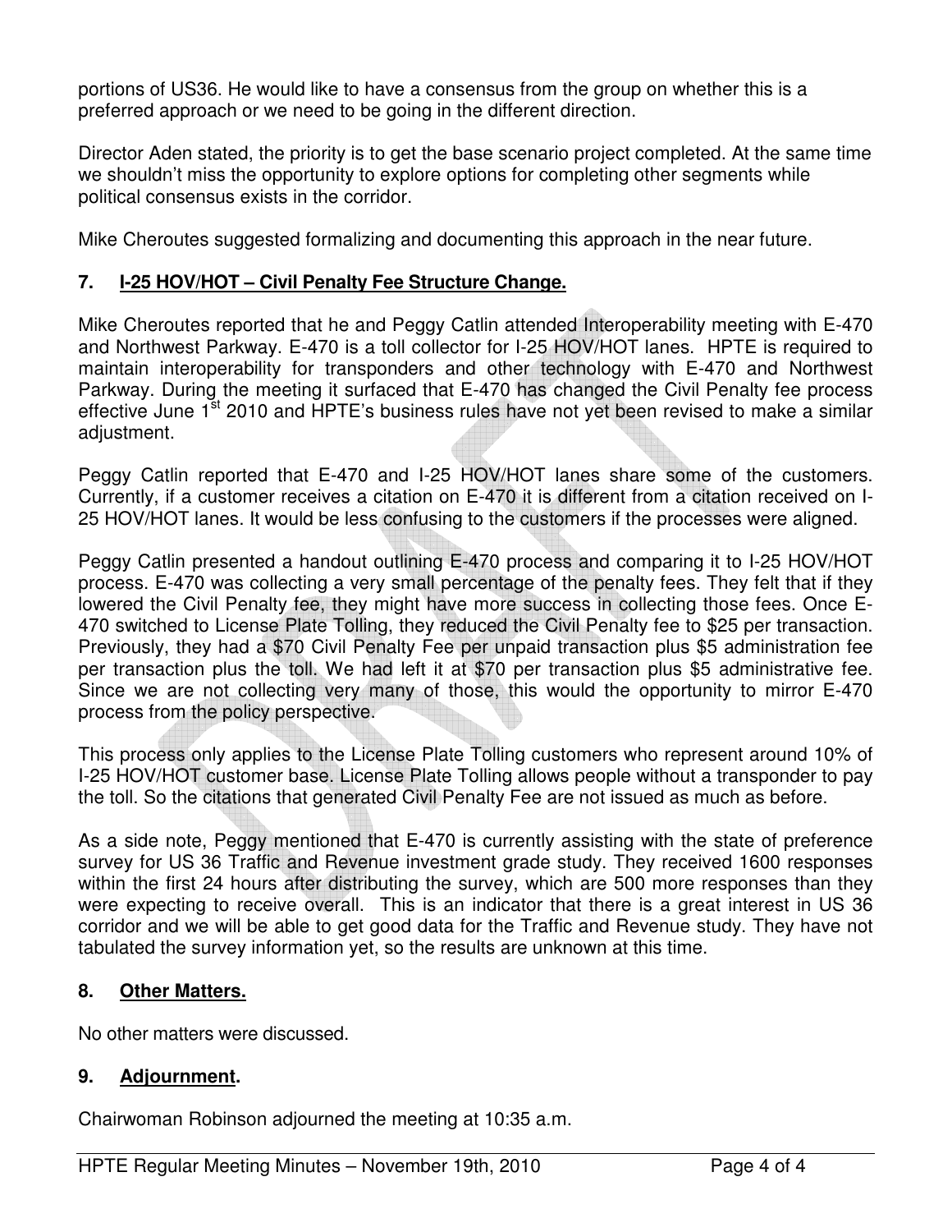portions of US36. He would like to have a consensus from the group on whether this is a preferred approach or we need to be going in the different direction.

Director Aden stated, the priority is to get the base scenario project completed. At the same time we shouldn't miss the opportunity to explore options for completing other segments while political consensus exists in the corridor.

Mike Cheroutes suggested formalizing and documenting this approach in the near future.

## 7. I-25 HOV/HOT – Civil Penalty Fee Structure Change.

Mike Cheroutes reported that he and Peggy Catlin attended Interoperability meeting with E-470 and Northwest Parkway. E-470 is a toll collector for I-25 HOV/HOT lanes. HPTE is required to maintain interoperability for transponders and other technology with E-470 and Northwest Parkway. During the meeting it surfaced that E-470 has changed the Civil Penalty fee process effective June 1st 2010 and HPTE's business rules have not yet been revised to make a similar adjustment.

Peggy Catlin reported that E-470 and I-25 HOV/HOT lanes share some of the customers. Currently, if a customer receives a citation on E-470 it is different from a citation received on I-25 HOV/HOT lanes. It would be less confusing to the customers if the processes were aligned.

Peggy Catlin presented a handout outlining E-470 process and comparing it to I-25 HOV/HOT process. E-470 was collecting a very small percentage of the penalty fees. They felt that if they lowered the Civil Penalty fee, they might have more success in collecting those fees. Once E-470 switched to License Plate Tolling, they reduced the Civil Penalty fee to $25 per transaction. Previously, they had a $70 Civil Penalty Fee per unpaid transaction plus $5 administration fee per transaction plus the toll. We had left it at $70 per transaction plus $5 administrative fee. Since we are not collecting very many of those, this would the opportunity to mirror E-470 process from the policy perspective.

This process only applies to the License Plate Tolling customers who represent around 10% of I-25 HOV/HOT customer base. License Plate Tolling allows people without a transponder to pay the toll. So the citations that generated Civil Penalty Fee are not issued as much as before.

As a side note, Peggy mentioned that E-470 is currently assisting with the state of preference survey for US 36 Traffic and Revenue investment grade study. They received 1600 responses within the first 24 hours after distributing the survey, which are 500 more responses than they were expecting to receive overall. This is an indicator that there is a great interest in US 36 corridor and we will be able to get good data for the Traffic and Revenue study. They have not tabulated the survey information yet, so the results are unknown at this time.

## 8. Other Matters.

No other matters were discussed.

## 9. Adjournment.

Chairwoman Robinson adjourned the meeting at 10:35 a.m.